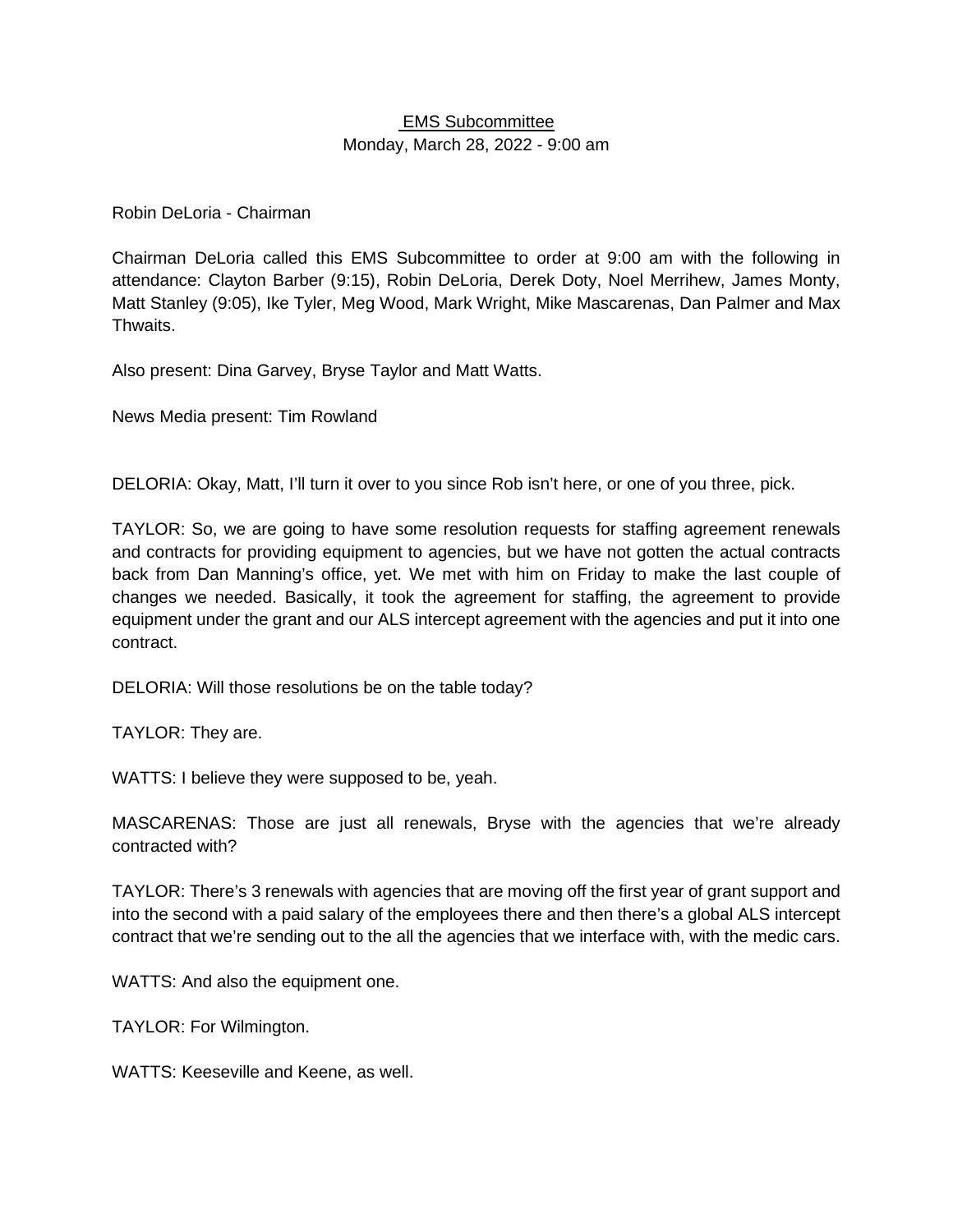# EMS Subcommittee

Monday, March 28, 2022 - 9:00 am

Robin DeLoria - Chairman

Chairman DeLoria called this EMS Subcommittee to order at 9:00 am with the following in attendance: Clayton Barber (9:15), Robin DeLoria, Derek Doty, Noel Merrihew, James Monty, Matt Stanley (9:05), Ike Tyler, Meg Wood, Mark Wright, Mike Mascarenas, Dan Palmer and Max Thwaits.

Also present: Dina Garvey, Bryse Taylor and Matt Watts.

News Media present: Tim Rowland

DELORIA: Okay, Matt, I'll turn it over to you since Rob isn't here, or one of you three, pick.

TAYLOR: So, we are going to have some resolution requests for staffing agreement renewals and contracts for providing equipment to agencies, but we have not gotten the actual contracts back from Dan Manning's office, yet. We met with him on Friday to make the last couple of changes we needed. Basically, it took the agreement for staffing, the agreement to provide equipment under the grant and our ALS intercept agreement with the agencies and put it into one contract.

DELORIA: Will those resolutions be on the table today?

TAYLOR: They are.

WATTS: I believe they were supposed to be, yeah.

MASCARENAS: Those are just all renewals, Bryse with the agencies that we're already contracted with?

TAYLOR: There's 3 renewals with agencies that are moving off the first year of grant support and into the second with a paid salary of the employees there and then there's a global ALS intercept contract that we're sending out to the all the agencies that we interface with, with the medic cars.

WATTS: And also the equipment one.

TAYLOR: For Wilmington.

WATTS: Keeseville and Keene, as well.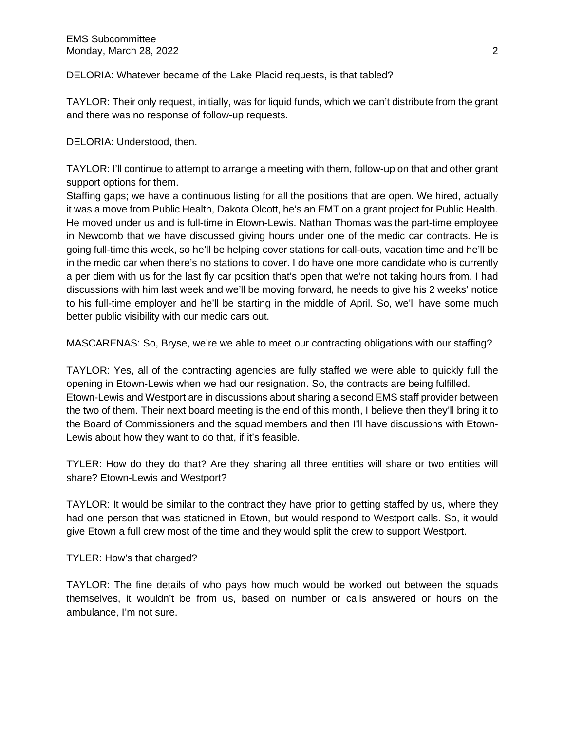DELORIA: Whatever became of the Lake Placid requests, is that tabled?

TAYLOR: Their only request, initially, was for liquid funds, which we can't distribute from the grant and there was no response of follow-up requests.

DELORIA: Understood, then.

TAYLOR: I'll continue to attempt to arrange a meeting with them, follow-up on that and other grant support options for them.
Staffing gaps; we have a continuous listing for all the positions that are open. We hired, actually it was a move from Public Health, Dakota Olcott, he's an EMT on a grant project for Public Health. He moved under us and is full-time in Etown-Lewis. Nathan Thomas was the part-time employee in Newcomb that we have discussed giving hours under one of the medic car contracts. He is going full-time this week, so he'll be helping cover stations for call-outs, vacation time and he'll be in the medic car when there's no stations to cover. I do have one more candidate who is currently a per diem with us for the last fly car position that's open that we're not taking hours from. I had discussions with him last week and we'll be moving forward, he needs to give his 2 weeks' notice to his full-time employer and he'll be starting in the middle of April. So, we'll have some much better public visibility with our medic cars out.

MASCARENAS: So, Bryse, we're we able to meet our contracting obligations with our staffing?

TAYLOR: Yes, all of the contracting agencies are fully staffed we were able to quickly full the opening in Etown-Lewis when we had our resignation. So, the contracts are being fulfilled.
Etown-Lewis and Westport are in discussions about sharing a second EMS staff provider between the two of them. Their next board meeting is the end of this month, I believe then they'll bring it to the Board of Commissioners and the squad members and then I'll have discussions with Etown-Lewis about how they want to do that, if it's feasible.

TYLER: How do they do that? Are they sharing all three entities will share or two entities will share? Etown-Lewis and Westport?

TAYLOR: It would be similar to the contract they have prior to getting staffed by us, where they had one person that was stationed in Etown, but would respond to Westport calls. So, it would give Etown a full crew most of the time and they would split the crew to support Westport.

TYLER: How's that charged?

TAYLOR: The fine details of who pays how much would be worked out between the squads themselves, it wouldn't be from us, based on number or calls answered or hours on the ambulance, I'm not sure.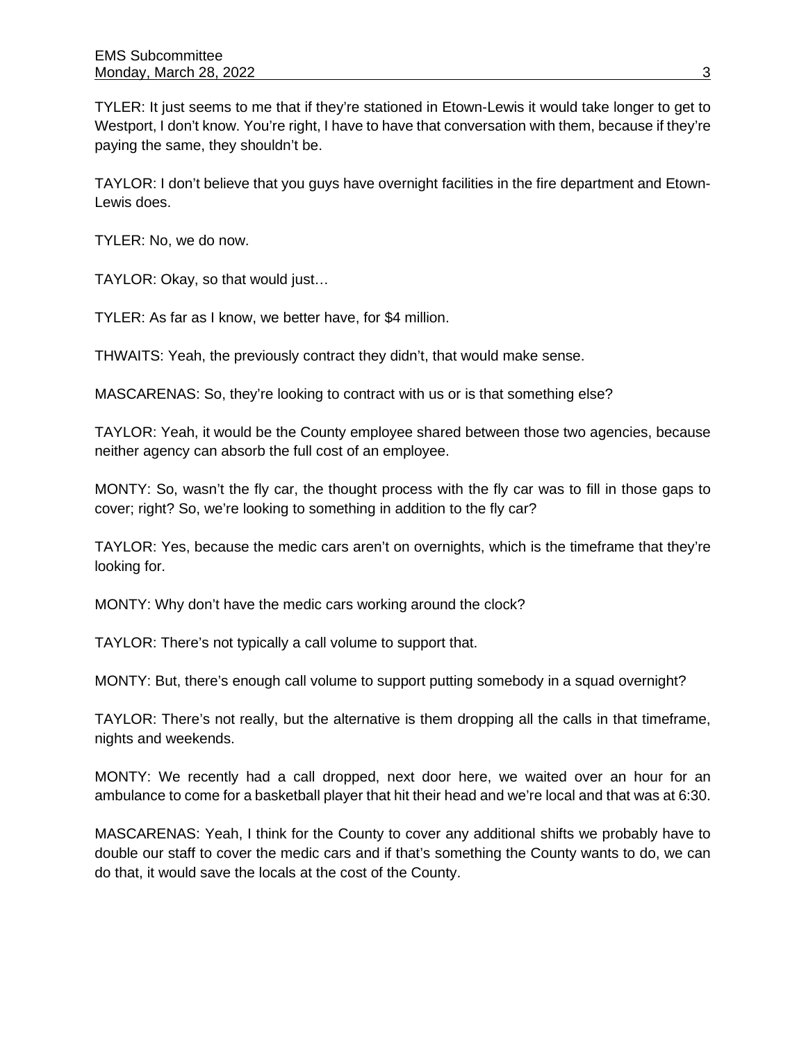TYLER: It just seems to me that if they're stationed in Etown-Lewis it would take longer to get to Westport, I don't know. You're right, I have to have that conversation with them, because if they're paying the same, they shouldn't be.

TAYLOR: I don't believe that you guys have overnight facilities in the fire department and Etown-Lewis does.

TYLER: No, we do now.

TAYLOR: Okay, so that would just…

TYLER: As far as I know, we better have, for $4 million.

THWAITS: Yeah, the previously contract they didn't, that would make sense.

MASCARENAS: So, they're looking to contract with us or is that something else?

TAYLOR: Yeah, it would be the County employee shared between those two agencies, because neither agency can absorb the full cost of an employee.

MONTY: So, wasn't the fly car, the thought process with the fly car was to fill in those gaps to cover; right? So, we're looking to something in addition to the fly car?

TAYLOR: Yes, because the medic cars aren't on overnights, which is the timeframe that they're looking for.

MONTY: Why don't have the medic cars working around the clock?

TAYLOR: There's not typically a call volume to support that.

MONTY: But, there's enough call volume to support putting somebody in a squad overnight?

TAYLOR: There's not really, but the alternative is them dropping all the calls in that timeframe, nights and weekends.

MONTY: We recently had a call dropped, next door here, we waited over an hour for an ambulance to come for a basketball player that hit their head and we're local and that was at 6:30.

MASCARENAS: Yeah, I think for the County to cover any additional shifts we probably have to double our staff to cover the medic cars and if that's something the County wants to do, we can do that, it would save the locals at the cost of the County.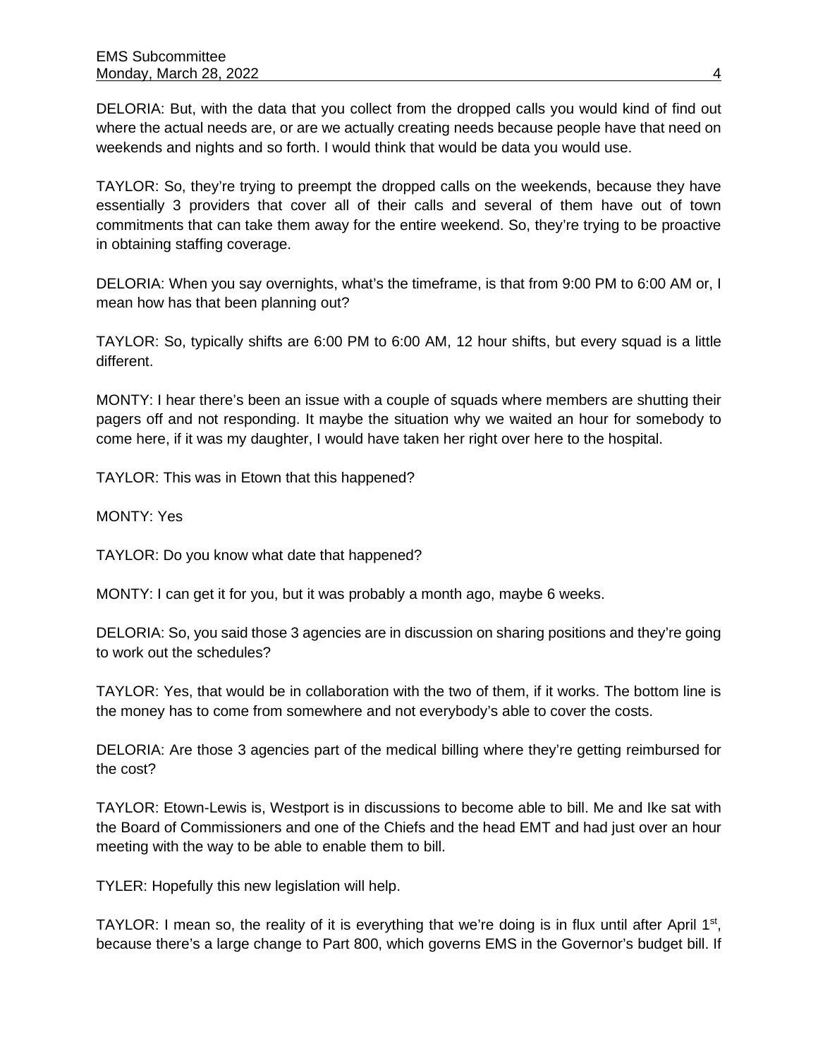DELORIA: But, with the data that you collect from the dropped calls you would kind of find out where the actual needs are, or are we actually creating needs because people have that need on weekends and nights and so forth. I would think that would be data you would use.

TAYLOR: So, they're trying to preempt the dropped calls on the weekends, because they have essentially 3 providers that cover all of their calls and several of them have out of town commitments that can take them away for the entire weekend. So, they're trying to be proactive in obtaining staffing coverage.

DELORIA: When you say overnights, what's the timeframe, is that from 9:00 PM to 6:00 AM or, I mean how has that been planning out?

TAYLOR: So, typically shifts are 6:00 PM to 6:00 AM, 12 hour shifts, but every squad is a little different.

MONTY: I hear there's been an issue with a couple of squads where members are shutting their pagers off and not responding. It maybe the situation why we waited an hour for somebody to come here, if it was my daughter, I would have taken her right over here to the hospital.

TAYLOR: This was in Etown that this happened?

MONTY: Yes

TAYLOR: Do you know what date that happened?

MONTY: I can get it for you, but it was probably a month ago, maybe 6 weeks.

DELORIA: So, you said those 3 agencies are in discussion on sharing positions and they're going to work out the schedules?

TAYLOR: Yes, that would be in collaboration with the two of them, if it works. The bottom line is the money has to come from somewhere and not everybody's able to cover the costs.

DELORIA: Are those 3 agencies part of the medical billing where they're getting reimbursed for the cost?

TAYLOR: Etown-Lewis is, Westport is in discussions to become able to bill. Me and Ike sat with the Board of Commissioners and one of the Chiefs and the head EMT and had just over an hour meeting with the way to be able to enable them to bill.

TYLER: Hopefully this new legislation will help.

TAYLOR: I mean so, the reality of it is everything that we're doing is in flux until after April 1st, because there's a large change to Part 800, which governs EMS in the Governor's budget bill. If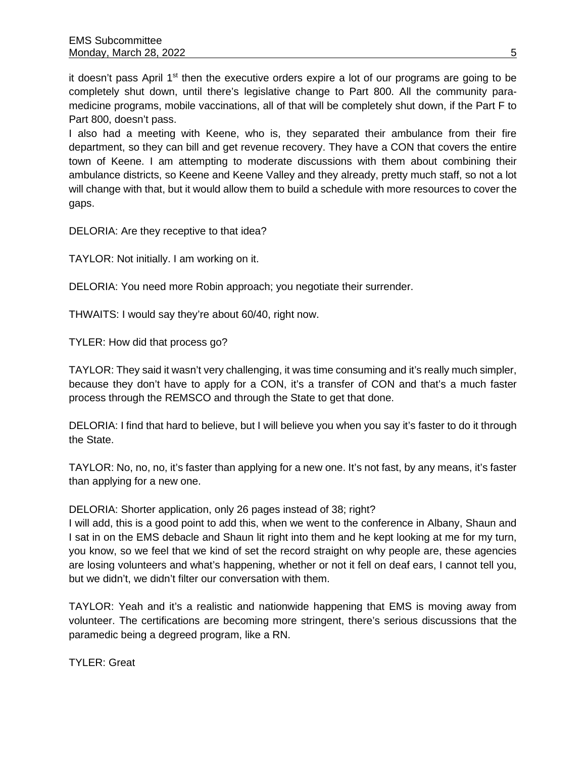it doesn't pass April 1st then the executive orders expire a lot of our programs are going to be completely shut down, until there's legislative change to Part 800. All the community para-medicine programs, mobile vaccinations, all of that will be completely shut down, if the Part F to Part 800, doesn't pass.

I also had a meeting with Keene, who is, they separated their ambulance from their fire department, so they can bill and get revenue recovery. They have a CON that covers the entire town of Keene. I am attempting to moderate discussions with them about combining their ambulance districts, so Keene and Keene Valley and they already, pretty much staff, so not a lot will change with that, but it would allow them to build a schedule with more resources to cover the gaps.

DELORIA: Are they receptive to that idea?

TAYLOR: Not initially. I am working on it.

DELORIA: You need more Robin approach; you negotiate their surrender.

THWAITS: I would say they're about 60/40, right now.

TYLER: How did that process go?

TAYLOR: They said it wasn't very challenging, it was time consuming and it's really much simpler, because they don't have to apply for a CON, it's a transfer of CON and that's a much faster process through the REMSCO and through the State to get that done.

DELORIA: I find that hard to believe, but I will believe you when you say it's faster to do it through the State.

TAYLOR: No, no, no, it's faster than applying for a new one. It's not fast, by any means, it's faster than applying for a new one.

DELORIA: Shorter application, only 26 pages instead of 38; right?

I will add, this is a good point to add this, when we went to the conference in Albany, Shaun and I sat in on the EMS debacle and Shaun lit right into them and he kept looking at me for my turn, you know, so we feel that we kind of set the record straight on why people are, these agencies are losing volunteers and what's happening, whether or not it fell on deaf ears, I cannot tell you, but we didn't, we didn't filter our conversation with them.

TAYLOR: Yeah and it's a realistic and nationwide happening that EMS is moving away from volunteer. The certifications are becoming more stringent, there's serious discussions that the paramedic being a degreed program, like a RN.

TYLER: Great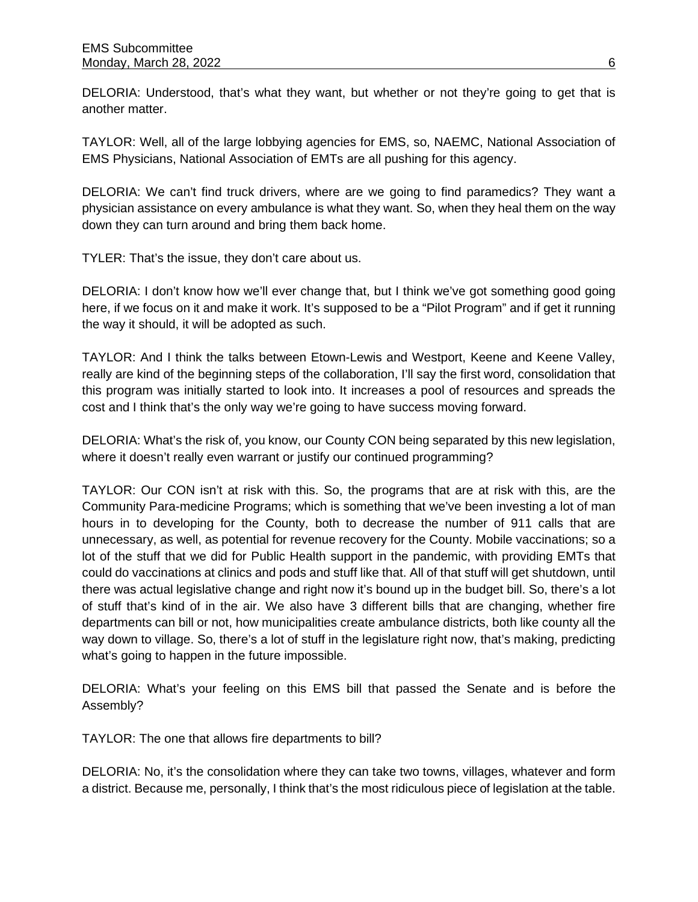DELORIA: Understood, that's what they want, but whether or not they're going to get that is another matter.

TAYLOR: Well, all of the large lobbying agencies for EMS, so, NAEMC, National Association of EMS Physicians, National Association of EMTs are all pushing for this agency.

DELORIA: We can't find truck drivers, where are we going to find paramedics? They want a physician assistance on every ambulance is what they want. So, when they heal them on the way down they can turn around and bring them back home.

TYLER: That's the issue, they don't care about us.

DELORIA: I don't know how we'll ever change that, but I think we've got something good going here, if we focus on it and make it work. It's supposed to be a "Pilot Program" and if get it running the way it should, it will be adopted as such.

TAYLOR: And I think the talks between Etown-Lewis and Westport, Keene and Keene Valley, really are kind of the beginning steps of the collaboration, I'll say the first word, consolidation that this program was initially started to look into. It increases a pool of resources and spreads the cost and I think that's the only way we're going to have success moving forward.

DELORIA: What's the risk of, you know, our County CON being separated by this new legislation, where it doesn't really even warrant or justify our continued programming?

TAYLOR: Our CON isn't at risk with this. So, the programs that are at risk with this, are the Community Para-medicine Programs; which is something that we've been investing a lot of man hours in to developing for the County, both to decrease the number of 911 calls that are unnecessary, as well, as potential for revenue recovery for the County. Mobile vaccinations; so a lot of the stuff that we did for Public Health support in the pandemic, with providing EMTs that could do vaccinations at clinics and pods and stuff like that. All of that stuff will get shutdown, until there was actual legislative change and right now it's bound up in the budget bill. So, there's a lot of stuff that's kind of in the air. We also have 3 different bills that are changing, whether fire departments can bill or not, how municipalities create ambulance districts, both like county all the way down to village. So, there's a lot of stuff in the legislature right now, that's making, predicting what's going to happen in the future impossible.

DELORIA: What's your feeling on this EMS bill that passed the Senate and is before the Assembly?

TAYLOR: The one that allows fire departments to bill?

DELORIA: No, it's the consolidation where they can take two towns, villages, whatever and form a district. Because me, personally, I think that's the most ridiculous piece of legislation at the table.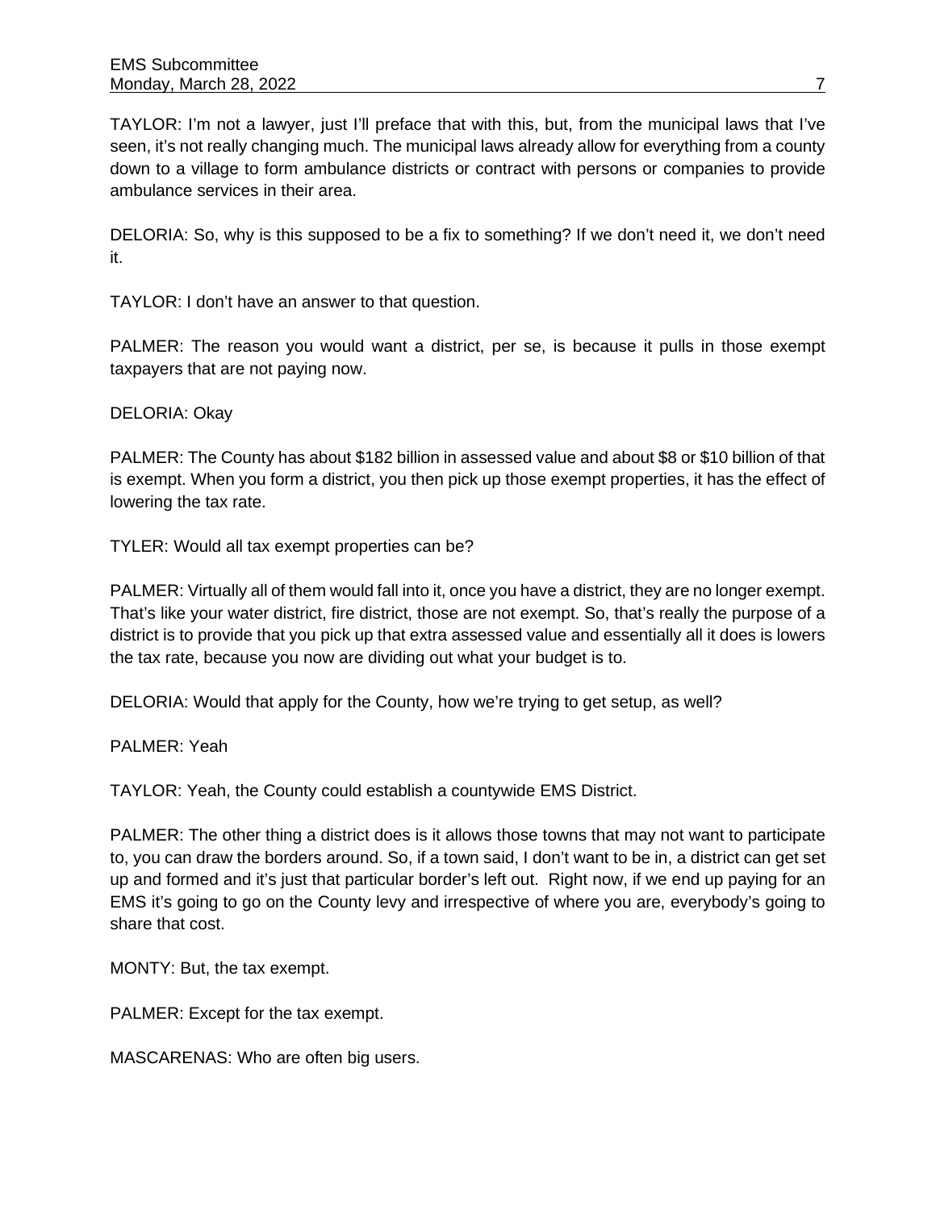TAYLOR: I'm not a lawyer, just I'll preface that with this, but, from the municipal laws that I've seen, it's not really changing much. The municipal laws already allow for everything from a county down to a village to form ambulance districts or contract with persons or companies to provide ambulance services in their area.

DELORIA: So, why is this supposed to be a fix to something? If we don't need it, we don't need it.

TAYLOR: I don't have an answer to that question.

PALMER: The reason you would want a district, per se, is because it pulls in those exempt taxpayers that are not paying now.

DELORIA: Okay

PALMER: The County has about $182 billion in assessed value and about $8 or $10 billion of that is exempt. When you form a district, you then pick up those exempt properties, it has the effect of lowering the tax rate.

TYLER: Would all tax exempt properties can be?

PALMER: Virtually all of them would fall into it, once you have a district, they are no longer exempt. That's like your water district, fire district, those are not exempt. So, that's really the purpose of a district is to provide that you pick up that extra assessed value and essentially all it does is lowers the tax rate, because you now are dividing out what your budget is to.

DELORIA: Would that apply for the County, how we're trying to get setup, as well?

PALMER: Yeah

TAYLOR: Yeah, the County could establish a countywide EMS District.

PALMER: The other thing a district does is it allows those towns that may not want to participate to, you can draw the borders around. So, if a town said, I don't want to be in, a district can get set up and formed and it's just that particular border's left out. Right now, if we end up paying for an EMS it's going to go on the County levy and irrespective of where you are, everybody's going to share that cost.

MONTY: But, the tax exempt.

PALMER: Except for the tax exempt.

MASCARENAS: Who are often big users.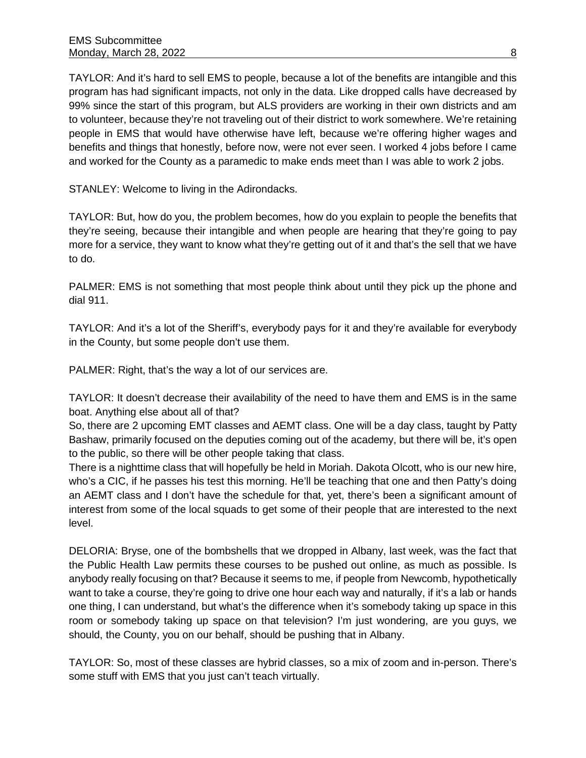TAYLOR: And it's hard to sell EMS to people, because a lot of the benefits are intangible and this program has had significant impacts, not only in the data. Like dropped calls have decreased by 99% since the start of this program, but ALS providers are working in their own districts and am to volunteer, because they're not traveling out of their district to work somewhere. We're retaining people in EMS that would have otherwise have left, because we're offering higher wages and benefits and things that honestly, before now, were not ever seen. I worked 4 jobs before I came and worked for the County as a paramedic to make ends meet than I was able to work 2 jobs.

STANLEY: Welcome to living in the Adirondacks.

TAYLOR: But, how do you, the problem becomes, how do you explain to people the benefits that they're seeing, because their intangible and when people are hearing that they're going to pay more for a service, they want to know what they're getting out of it and that's the sell that we have to do.

PALMER: EMS is not something that most people think about until they pick up the phone and dial 911.

TAYLOR: And it's a lot of the Sheriff's, everybody pays for it and they're available for everybody in the County, but some people don't use them.

PALMER: Right, that's the way a lot of our services are.

TAYLOR: It doesn't decrease their availability of the need to have them and EMS is in the same boat. Anything else about all of that?

So, there are 2 upcoming EMT classes and AEMT class. One will be a day class, taught by Patty Bashaw, primarily focused on the deputies coming out of the academy, but there will be, it's open to the public, so there will be other people taking that class.

There is a nighttime class that will hopefully be held in Moriah. Dakota Olcott, who is our new hire, who's a CIC, if he passes his test this morning. He'll be teaching that one and then Patty's doing an AEMT class and I don't have the schedule for that, yet, there's been a significant amount of interest from some of the local squads to get some of their people that are interested to the next level.

DELORIA: Bryse, one of the bombshells that we dropped in Albany, last week, was the fact that the Public Health Law permits these courses to be pushed out online, as much as possible. Is anybody really focusing on that? Because it seems to me, if people from Newcomb, hypothetically want to take a course, they're going to drive one hour each way and naturally, if it's a lab or hands one thing, I can understand, but what's the difference when it's somebody taking up space in this room or somebody taking up space on that television? I'm just wondering, are you guys, we should, the County, you on our behalf, should be pushing that in Albany.

TAYLOR: So, most of these classes are hybrid classes, so a mix of zoom and in-person. There's some stuff with EMS that you just can't teach virtually.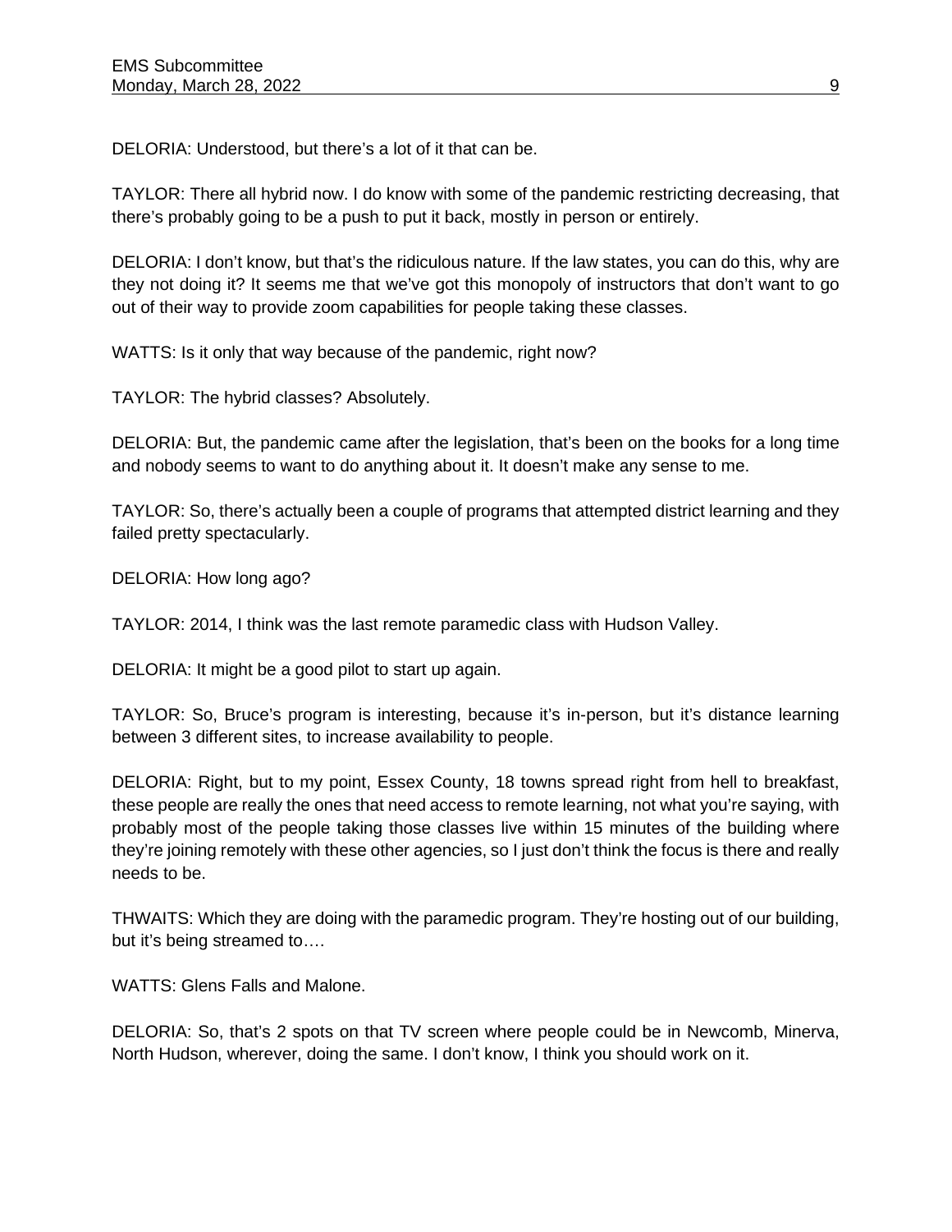DELORIA: Understood, but there's a lot of it that can be.

TAYLOR: There all hybrid now. I do know with some of the pandemic restricting decreasing, that there's probably going to be a push to put it back, mostly in person or entirely.

DELORIA: I don't know, but that's the ridiculous nature. If the law states, you can do this, why are they not doing it? It seems me that we've got this monopoly of instructors that don't want to go out of their way to provide zoom capabilities for people taking these classes.

WATTS: Is it only that way because of the pandemic, right now?

TAYLOR: The hybrid classes? Absolutely.

DELORIA: But, the pandemic came after the legislation, that's been on the books for a long time and nobody seems to want to do anything about it. It doesn't make any sense to me.

TAYLOR: So, there's actually been a couple of programs that attempted district learning and they failed pretty spectacularly.

DELORIA: How long ago?

TAYLOR: 2014, I think was the last remote paramedic class with Hudson Valley.

DELORIA: It might be a good pilot to start up again.

TAYLOR: So, Bruce's program is interesting, because it's in-person, but it's distance learning between 3 different sites, to increase availability to people.

DELORIA: Right, but to my point, Essex County, 18 towns spread right from hell to breakfast, these people are really the ones that need access to remote learning, not what you're saying, with probably most of the people taking those classes live within 15 minutes of the building where they're joining remotely with these other agencies, so I just don't think the focus is there and really needs to be.

THWAITS: Which they are doing with the paramedic program. They're hosting out of our building, but it's being streamed to….

WATTS: Glens Falls and Malone.

DELORIA: So, that's 2 spots on that TV screen where people could be in Newcomb, Minerva, North Hudson, wherever, doing the same. I don't know, I think you should work on it.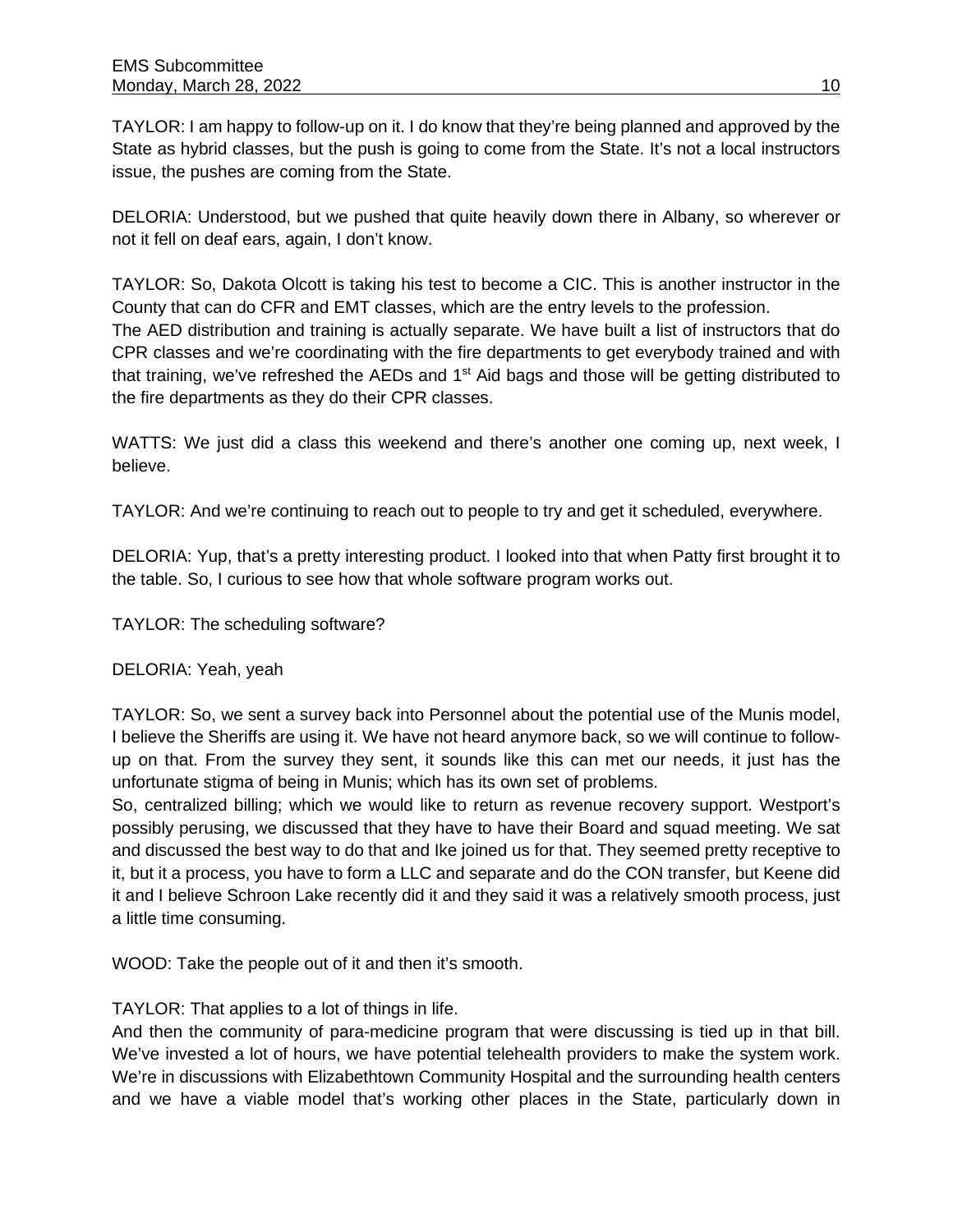TAYLOR: I am happy to follow-up on it. I do know that they're being planned and approved by the State as hybrid classes, but the push is going to come from the State. It's not a local instructors issue, the pushes are coming from the State.

DELORIA: Understood, but we pushed that quite heavily down there in Albany, so wherever or not it fell on deaf ears, again, I don't know.

TAYLOR: So, Dakota Olcott is taking his test to become a CIC. This is another instructor in the County that can do CFR and EMT classes, which are the entry levels to the profession.
The AED distribution and training is actually separate. We have built a list of instructors that do CPR classes and we're coordinating with the fire departments to get everybody trained and with that training, we've refreshed the AEDs and 1st Aid bags and those will be getting distributed to the fire departments as they do their CPR classes.

WATTS: We just did a class this weekend and there's another one coming up, next week, I believe.

TAYLOR: And we're continuing to reach out to people to try and get it scheduled, everywhere.

DELORIA: Yup, that's a pretty interesting product. I looked into that when Patty first brought it to the table. So, I curious to see how that whole software program works out.

TAYLOR: The scheduling software?

DELORIA: Yeah, yeah

TAYLOR: So, we sent a survey back into Personnel about the potential use of the Munis model, I believe the Sheriffs are using it. We have not heard anymore back, so we will continue to follow-up on that. From the survey they sent, it sounds like this can met our needs, it just has the unfortunate stigma of being in Munis; which has its own set of problems.
So, centralized billing; which we would like to return as revenue recovery support. Westport's possibly perusing, we discussed that they have to have their Board and squad meeting. We sat and discussed the best way to do that and Ike joined us for that. They seemed pretty receptive to it, but it a process, you have to form a LLC and separate and do the CON transfer, but Keene did it and I believe Schroon Lake recently did it and they said it was a relatively smooth process, just a little time consuming.

WOOD: Take the people out of it and then it's smooth.

TAYLOR: That applies to a lot of things in life.
And then the community of para-medicine program that were discussing is tied up in that bill. We've invested a lot of hours, we have potential telehealth providers to make the system work. We're in discussions with Elizabethtown Community Hospital and the surrounding health centers and we have a viable model that's working other places in the State, particularly down in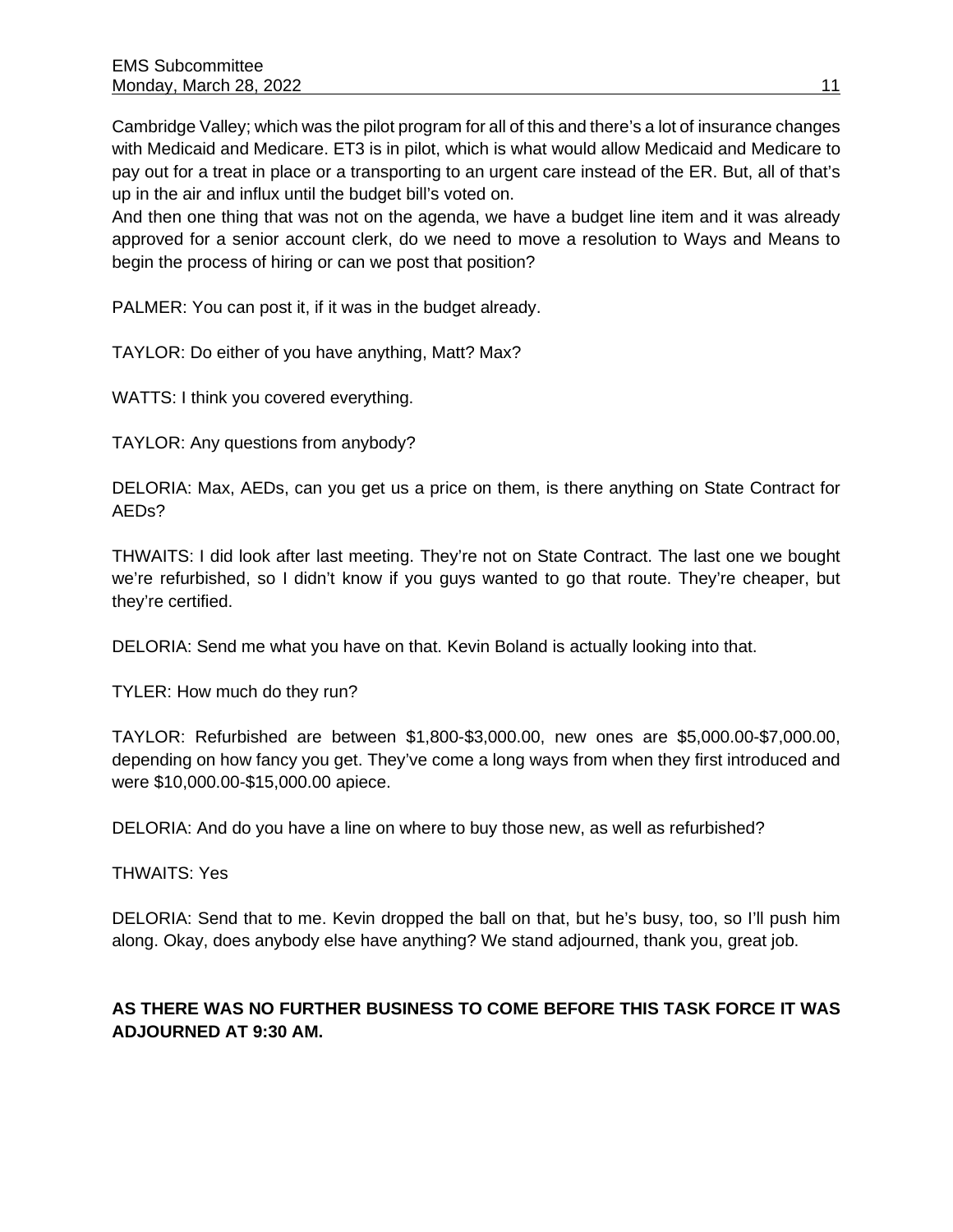Cambridge Valley; which was the pilot program for all of this and there's a lot of insurance changes with Medicaid and Medicare. ET3 is in pilot, which is what would allow Medicaid and Medicare to pay out for a treat in place or a transporting to an urgent care instead of the ER. But, all of that's up in the air and influx until the budget bill's voted on.

And then one thing that was not on the agenda, we have a budget line item and it was already approved for a senior account clerk, do we need to move a resolution to Ways and Means to begin the process of hiring or can we post that position?

PALMER: You can post it, if it was in the budget already.

TAYLOR: Do either of you have anything, Matt? Max?

WATTS: I think you covered everything.

TAYLOR: Any questions from anybody?

DELORIA: Max, AEDs, can you get us a price on them, is there anything on State Contract for AEDs?

THWAITS: I did look after last meeting. They're not on State Contract. The last one we bought we're refurbished, so I didn't know if you guys wanted to go that route. They're cheaper, but they're certified.

DELORIA: Send me what you have on that. Kevin Boland is actually looking into that.

TYLER: How much do they run?

TAYLOR: Refurbished are between $1,800-$3,000.00, new ones are $5,000.00-$7,000.00, depending on how fancy you get. They've come a long ways from when they first introduced and were $10,000.00-$15,000.00 apiece.

DELORIA: And do you have a line on where to buy those new, as well as refurbished?

THWAITS: Yes

DELORIA: Send that to me. Kevin dropped the ball on that, but he's busy, too, so I'll push him along. Okay, does anybody else have anything? We stand adjourned, thank you, great job.

**AS THERE WAS NO FURTHER BUSINESS TO COME BEFORE THIS TASK FORCE IT WAS ADJOURNED AT 9:30 AM.**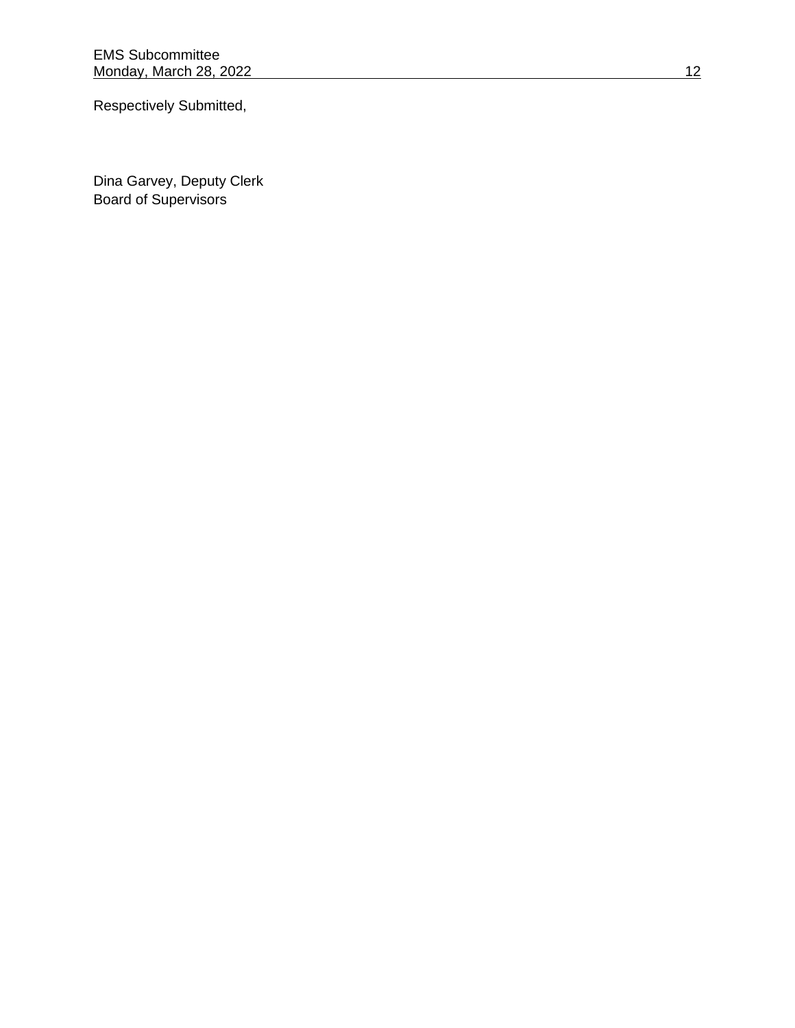Respectively Submitted,

Dina Garvey, Deputy Clerk
Board of Supervisors